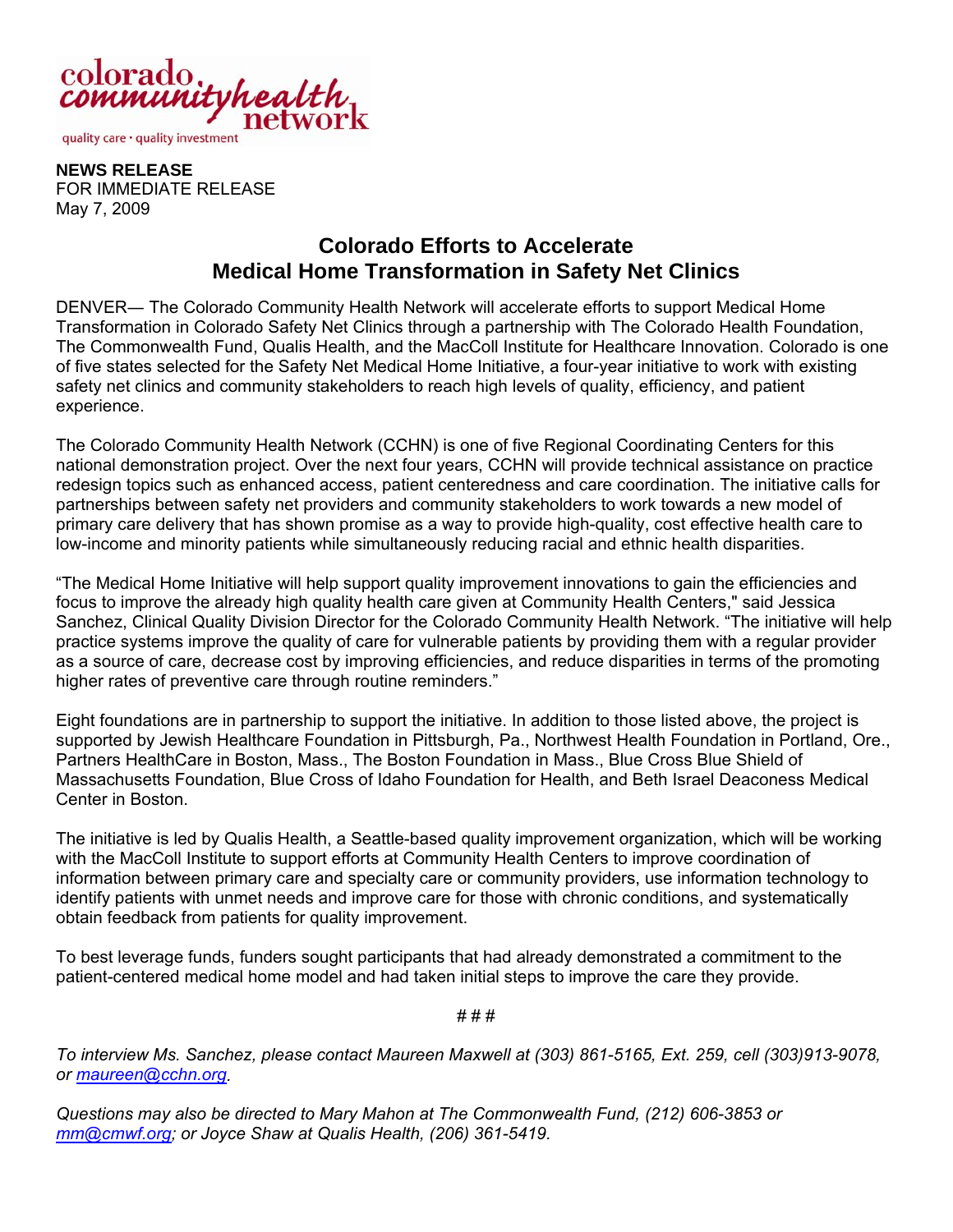colorado community health network

quality care • quality investment

**NEWS RELEASE**
FOR IMMEDIATE RELEASE
May 7, 2009

# Colorado Efforts to Accelerate Medical Home Transformation in Safety Net Clinics

DENVER— The Colorado Community Health Network will accelerate efforts to support Medical Home Transformation in Colorado Safety Net Clinics through a partnership with The Colorado Health Foundation, The Commonwealth Fund, Qualis Health, and the MacColl Institute for Healthcare Innovation. Colorado is one of five states selected for the Safety Net Medical Home Initiative, a four-year initiative to work with existing safety net clinics and community stakeholders to reach high levels of quality, efficiency, and patient experience.

The Colorado Community Health Network (CCHN) is one of five Regional Coordinating Centers for this national demonstration project. Over the next four years, CCHN will provide technical assistance on practice redesign topics such as enhanced access, patient centeredness and care coordination. The initiative calls for partnerships between safety net providers and community stakeholders to work towards a new model of primary care delivery that has shown promise as a way to provide high-quality, cost effective health care to low-income and minority patients while simultaneously reducing racial and ethnic health disparities.

"The Medical Home Initiative will help support quality improvement innovations to gain the efficiencies and focus to improve the already high quality health care given at Community Health Centers," said Jessica Sanchez, Clinical Quality Division Director for the Colorado Community Health Network. "The initiative will help practice systems improve the quality of care for vulnerable patients by providing them with a regular provider as a source of care, decrease cost by improving efficiencies, and reduce disparities in terms of the promoting higher rates of preventive care through routine reminders."

Eight foundations are in partnership to support the initiative. In addition to those listed above, the project is supported by Jewish Healthcare Foundation in Pittsburgh, Pa., Northwest Health Foundation in Portland, Ore., Partners HealthCare in Boston, Mass., The Boston Foundation in Mass., Blue Cross Blue Shield of Massachusetts Foundation, Blue Cross of Idaho Foundation for Health, and Beth Israel Deaconess Medical Center in Boston.

The initiative is led by Qualis Health, a Seattle-based quality improvement organization, which will be working with the MacColl Institute to support efforts at Community Health Centers to improve coordination of information between primary care and specialty care or community providers, use information technology to identify patients with unmet needs and improve care for those with chronic conditions, and systematically obtain feedback from patients for quality improvement.

To best leverage funds, funders sought participants that had already demonstrated a commitment to the patient-centered medical home model and had taken initial steps to improve the care they provide.

# # #

*To interview Ms. Sanchez, please contact Maureen Maxwell at (303) 861-5165, Ext. 259, cell (303)913-9078, or maureen@cchn.org.*

*Questions may also be directed to Mary Mahon at The Commonwealth Fund, (212) 606-3853 or mm@cmwf.org; or Joyce Shaw at Qualis Health, (206) 361-5419.*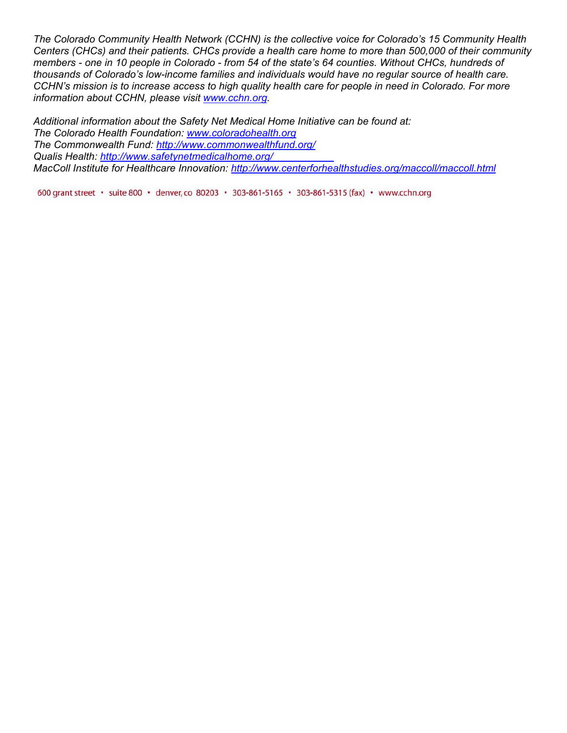*The Colorado Community Health Network (CCHN) is the collective voice for Colorado's 15 Community Health Centers (CHCs) and their patients. CHCs provide a health care home to more than 500,000 of their community members - one in 10 people in Colorado - from 54 of the state's 64 counties. Without CHCs, hundreds of thousands of Colorado's low-income families and individuals would have no regular source of health care. CCHN's mission is to increase access to high quality health care for people in need in Colorado. For more information about CCHN, please visit [www.cchn.org](http://www.cchn.org).*

*Additional information about the Safety Net Medical Home Initiative can be found at:*
*The Colorado Health Foundation: [www.coloradohealth.org](http://www.coloradohealth.org)*
*The Commonwealth Fund: [http://www.commonwealthfund.org/](http://www.commonwealthfund.org/)*
*Qualis Health: [http://www.safetynetmedicalhome.org/](http://www.safetynetmedicalhome.org/)*
*MacColl Institute for Healthcare Innovation: [http://www.centerforhealthstudies.org/maccoll/maccoll.html](http://www.centerforhealthstudies.org/maccoll/maccoll.html)*

600 grant street • suite 800 • denver, co 80203 • 303-861-5165 • 303-861-5315 (fax) • www.cchn.org